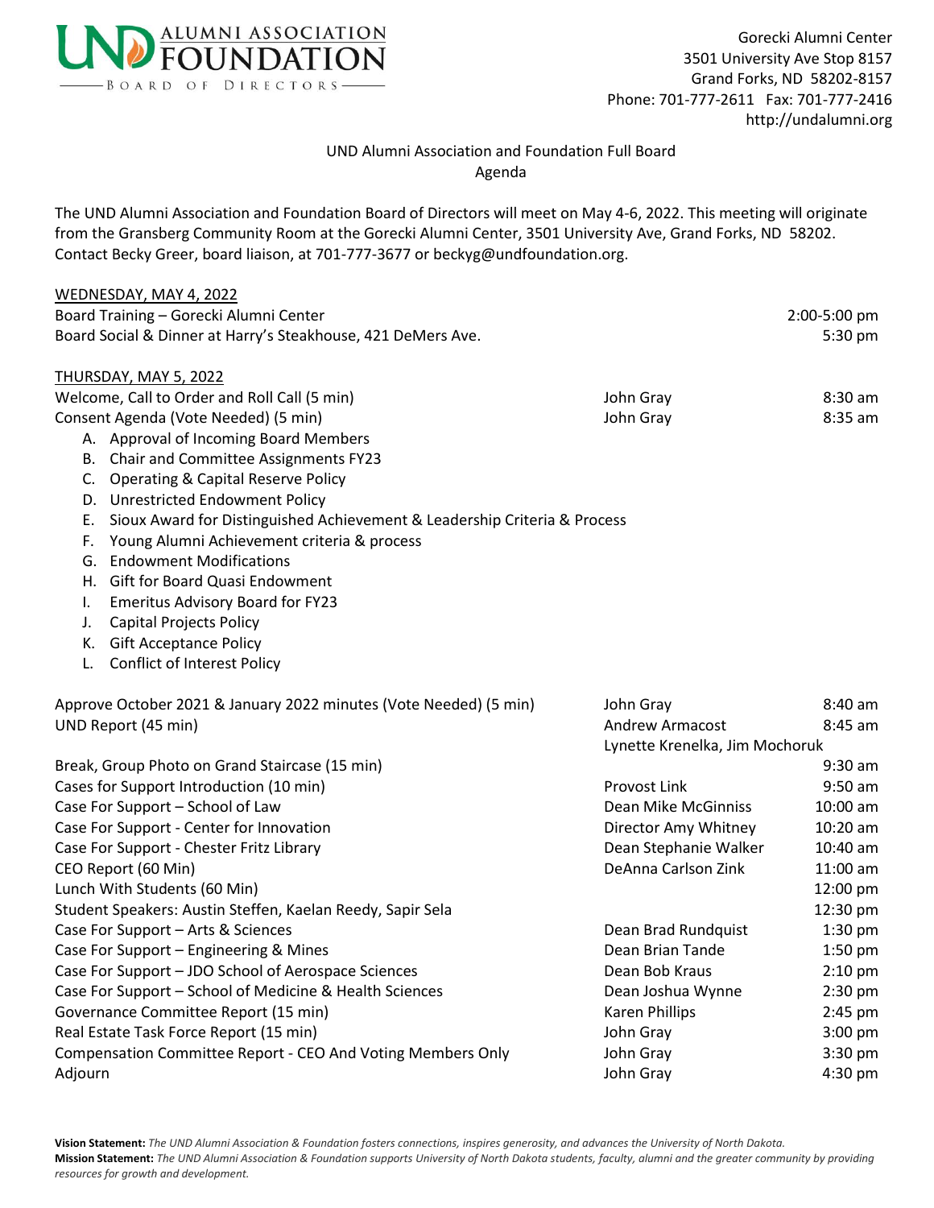UND ALUMNI ASSOCIATION FOUNDATION
BOARD OF DIRECTORS

Gorecki Alumni Center
3501 University Ave Stop 8157
Grand Forks, ND 58202-8157
Phone: 701-777-2611 Fax: 701-777-2416
http://undalumni.org

# UND Alumni Association and Foundation Full Board
## Agenda

The UND Alumni Association and Foundation Board of Directors will meet on May 4-6, 2022. This meeting will originate from the Gransberg Community Room at the Gorecki Alumni Center, 3501 University Ave, Grand Forks, ND 58202. Contact Becky Greer, board liaison, at 701-777-3677 or beckyg@undfoundation.org.

**WEDNESDAY, MAY 4, 2022**

| Item | Presenter | Time |
|---|---|---|
| Board Training – Gorecki Alumni Center | | 2:00-5:00 pm |
| Board Social & Dinner at Harry's Steakhouse, 421 DeMers Ave. | | 5:30 pm |

**THURSDAY, MAY 5, 2022**

| Item | Presenter | Time |
|---|---|---|
| Welcome, Call to Order and Roll Call (5 min) | John Gray | 8:30 am |
| Consent Agenda (Vote Needed) (5 min) | John Gray | 8:35 am |

A. Approval of Incoming Board Members
B. Chair and Committee Assignments FY23
C. Operating & Capital Reserve Policy
D. Unrestricted Endowment Policy
E. Sioux Award for Distinguished Achievement & Leadership Criteria & Process
F. Young Alumni Achievement criteria & process
G. Endowment Modifications
H. Gift for Board Quasi Endowment
I. Emeritus Advisory Board for FY23
J. Capital Projects Policy
K. Gift Acceptance Policy
L. Conflict of Interest Policy

| Item | Presenter | Time |
|---|---|---|
| Approve October 2021 & January 2022 minutes (Vote Needed) (5 min) | John Gray | 8:40 am |
| UND Report (45 min) | Andrew Armacost, Lynette Krenelka, Jim Mochoruk | 8:45 am |
| Break, Group Photo on Grand Staircase (15 min) | | 9:30 am |
| Cases for Support Introduction (10 min) | Provost Link | 9:50 am |
| Case For Support – School of Law | Dean Mike McGinniss | 10:00 am |
| Case For Support - Center for Innovation | Director Amy Whitney | 10:20 am |
| Case For Support - Chester Fritz Library | Dean Stephanie Walker | 10:40 am |
| CEO Report (60 Min) | DeAnna Carlson Zink | 11:00 am |
| Lunch With Students (60 Min) | | 12:00 pm |
| Student Speakers: Austin Steffen, Kaelan Reedy, Sapir Sela | | 12:30 pm |
| Case For Support – Arts & Sciences | Dean Brad Rundquist | 1:30 pm |
| Case For Support – Engineering & Mines | Dean Brian Tande | 1:50 pm |
| Case For Support – JDO School of Aerospace Sciences | Dean Bob Kraus | 2:10 pm |
| Case For Support – School of Medicine & Health Sciences | Dean Joshua Wynne | 2:30 pm |
| Governance Committee Report (15 min) | Karen Phillips | 2:45 pm |
| Real Estate Task Force Report (15 min) | John Gray | 3:00 pm |
| Compensation Committee Report - CEO And Voting Members Only | John Gray | 3:30 pm |
| Adjourn | John Gray | 4:30 pm |

**Vision Statement:** *The UND Alumni Association & Foundation fosters connections, inspires generosity, and advances the University of North Dakota.*
**Mission Statement:** *The UND Alumni Association & Foundation supports University of North Dakota students, faculty, alumni and the greater community by providing resources for growth and development.*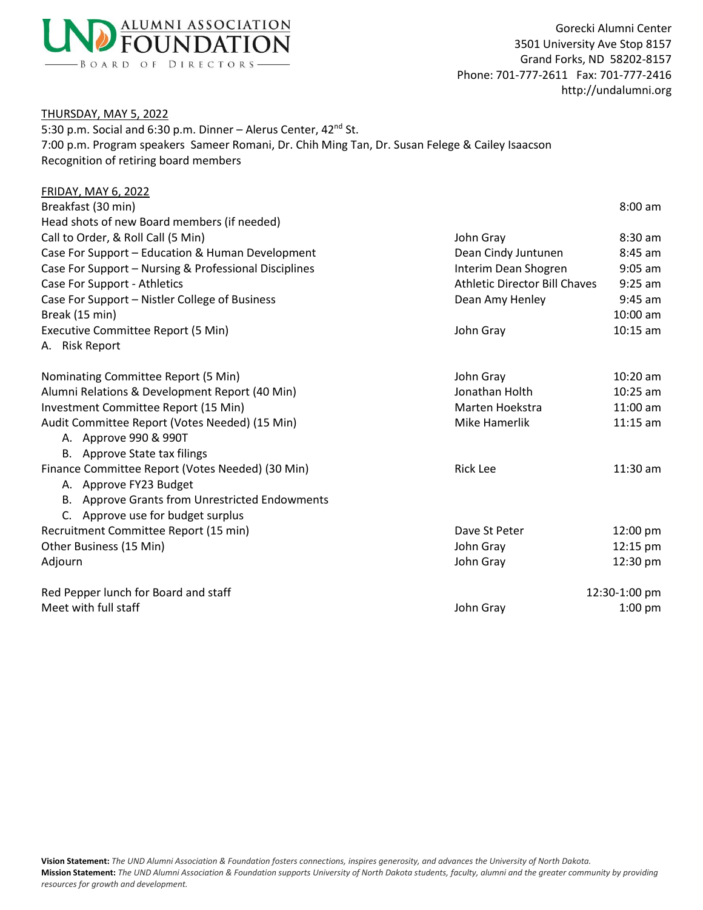UND ALUMNI ASSOCIATION FOUNDATION
BOARD OF DIRECTORS

Gorecki Alumni Center
3501 University Ave Stop 8157
Grand Forks, ND 58202-8157
Phone: 701-777-2611 Fax: 701-777-2416
http://undalumni.org

THURSDAY, MAY 5, 2022

5:30 p.m. Social and 6:30 p.m. Dinner – Alerus Center, 42nd St.
7:00 p.m. Program speakers Sameer Romani, Dr. Chih Ming Tan, Dr. Susan Felege & Cailey Isaacson
Recognition of retiring board members

FRIDAY, MAY 6, 2022

| | | |
|---|---|---|
| Breakfast (30 min) | | 8:00 am |
| Head shots of new Board members (if needed) | | |
| Call to Order, & Roll Call (5 Min) | John Gray | 8:30 am |
| Case For Support – Education & Human Development | Dean Cindy Juntunen | 8:45 am |
| Case For Support – Nursing & Professional Disciplines | Interim Dean Shogren | 9:05 am |
| Case For Support - Athletics | Athletic Director Bill Chaves | 9:25 am |
| Case For Support – Nistler College of Business | Dean Amy Henley | 9:45 am |
| Break (15 min) | | 10:00 am |
| Executive Committee Report (5 Min) | John Gray | 10:15 am |
| A. Risk Report | | |
| Nominating Committee Report (5 Min) | John Gray | 10:20 am |
| Alumni Relations & Development Report (40 Min) | Jonathan Holth | 10:25 am |
| Investment Committee Report (15 Min) | Marten Hoekstra | 11:00 am |
| Audit Committee Report (Votes Needed) (15 Min) | Mike Hamerlik | 11:15 am |
| A. Approve 990 & 990T | | |
| B. Approve State tax filings | | |
| Finance Committee Report (Votes Needed) (30 Min) | Rick Lee | 11:30 am |
| A. Approve FY23 Budget | | |
| B. Approve Grants from Unrestricted Endowments | | |
| C. Approve use for budget surplus | | |
| Recruitment Committee Report (15 min) | Dave St Peter | 12:00 pm |
| Other Business (15 Min) | John Gray | 12:15 pm |
| Adjourn | John Gray | 12:30 pm |
| Red Pepper lunch for Board and staff | | 12:30-1:00 pm |
| Meet with full staff | John Gray | 1:00 pm |

**Vision Statement:** *The UND Alumni Association & Foundation fosters connections, inspires generosity, and advances the University of North Dakota.*
**Mission Statement:** *The UND Alumni Association & Foundation supports University of North Dakota students, faculty, alumni and the greater community by providing resources for growth and development.*